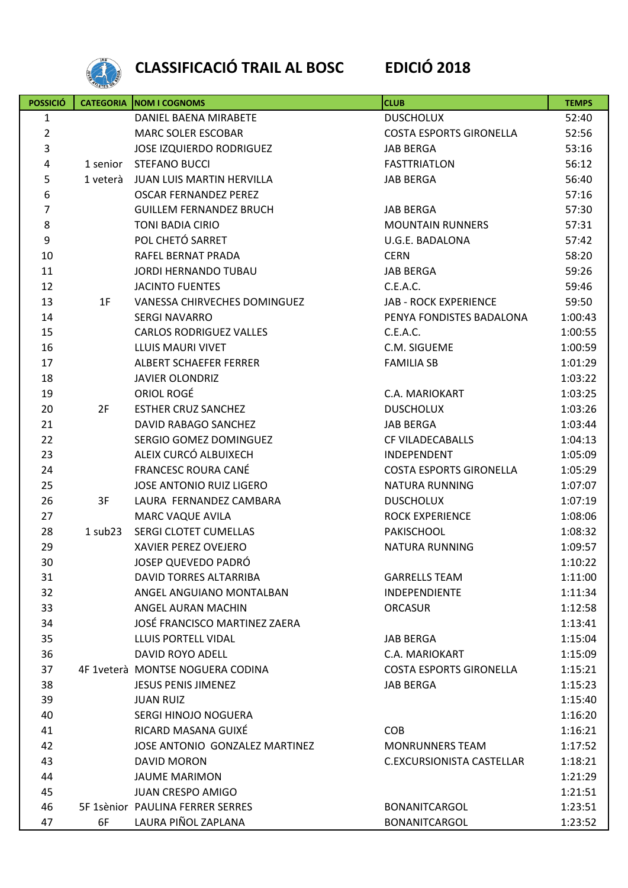# CLASSIFICACIÓ TRAIL AL BOSC EDICIÓ 2018

| POSSICIÓ | CATEGORIA | NOM I COGNOMS | CLUB | TEMPS |
|---|---|---|---|---|
| 1 | | DANIEL BAENA MIRABETE | DUSCHOLUX | 52:40 |
| 2 | | MARC SOLER ESCOBAR | COSTA ESPORTS GIRONELLA | 52:56 |
| 3 | | JOSE IZQUIERDO RODRIGUEZ | JAB BERGA | 53:16 |
| 4 | 1 senior | STEFANO BUCCI | FASTTRIATLON | 56:12 |
| 5 | 1 veterà | JUAN LUIS MARTIN HERVILLA | JAB BERGA | 56:40 |
| 6 | | OSCAR FERNANDEZ PEREZ | | 57:16 |
| 7 | | GUILLEM FERNANDEZ BRUCH | JAB BERGA | 57:30 |
| 8 | | TONI BADIA CIRIO | MOUNTAIN RUNNERS | 57:31 |
| 9 | | POL CHETÓ SARRET | U.G.E. BADALONA | 57:42 |
| 10 | | RAFEL BERNAT PRADA | CERN | 58:20 |
| 11 | | JORDI HERNANDO TUBAU | JAB BERGA | 59:26 |
| 12 | | JACINTO FUENTES | C.E.A.C. | 59:46 |
| 13 | 1F | VANESSA CHIRVECHES DOMINGUEZ | JAB - ROCK EXPERIENCE | 59:50 |
| 14 | | SERGI NAVARRO | PENYA FONDISTES BADALONA | 1:00:43 |
| 15 | | CARLOS RODRIGUEZ VALLES | C.E.A.C. | 1:00:55 |
| 16 | | LLUIS MAURI VIVET | C.M. SIGUEME | 1:00:59 |
| 17 | | ALBERT SCHAEFER FERRER | FAMILIA SB | 1:01:29 |
| 18 | | JAVIER OLONDRIZ | | 1:03:22 |
| 19 | | ORIOL ROGÉ | C.A. MARIOKART | 1:03:25 |
| 20 | 2F | ESTHER CRUZ SANCHEZ | DUSCHOLUX | 1:03:26 |
| 21 | | DAVID RABAGO SANCHEZ | JAB BERGA | 1:03:44 |
| 22 | | SERGIO GOMEZ DOMINGUEZ | CF VILADECABALLS | 1:04:13 |
| 23 | | ALEIX CURCÓ ALBUIXECH | INDEPENDENT | 1:05:09 |
| 24 | | FRANCESC ROURA CANÉ | COSTA ESPORTS GIRONELLA | 1:05:29 |
| 25 | | JOSE ANTONIO RUIZ LIGERO | NATURA RUNNING | 1:07:07 |
| 26 | 3F | LAURA FERNANDEZ CAMBARA | DUSCHOLUX | 1:07:19 |
| 27 | | MARC VAQUE AVILA | ROCK EXPERIENCE | 1:08:06 |
| 28 | 1 sub23 | SERGI CLOTET CUMELLAS | PAKISCHOOL | 1:08:32 |
| 29 | | XAVIER PEREZ OVEJERO | NATURA RUNNING | 1:09:57 |
| 30 | | JOSEP QUEVEDO PADRÓ | | 1:10:22 |
| 31 | | DAVID TORRES ALTARRIBA | GARRELLS TEAM | 1:11:00 |
| 32 | | ANGEL ANGUIANO MONTALBAN | INDEPENDIENTE | 1:11:34 |
| 33 | | ANGEL AURAN MACHIN | ORCASUR | 1:12:58 |
| 34 | | JOSÉ FRANCISCO MARTINEZ ZAERA | | 1:13:41 |
| 35 | | LLUIS PORTELL VIDAL | JAB BERGA | 1:15:04 |
| 36 | | DAVID ROYO ADELL | C.A. MARIOKART | 1:15:09 |
| 37 | 4F 1veterà | MONTSE NOGUERA CODINA | COSTA ESPORTS GIRONELLA | 1:15:21 |
| 38 | | JESUS PENIS JIMENEZ | JAB BERGA | 1:15:23 |
| 39 | | JUAN RUIZ | | 1:15:40 |
| 40 | | SERGI HINOJO NOGUERA | | 1:16:20 |
| 41 | | RICARD MASANA GUIXÉ | COB | 1:16:21 |
| 42 | | JOSE ANTONIO GONZALEZ MARTINEZ | MONRUNNERS TEAM | 1:17:52 |
| 43 | | DAVID MORON | C.EXCURSIONISTA CASTELLAR | 1:18:21 |
| 44 | | JAUME MARIMON | | 1:21:29 |
| 45 | | JUAN CRESPO AMIGO | | 1:21:51 |
| 46 | 5F 1sènior | PAULINA FERRER SERRES | BONANITCARGOL | 1:23:51 |
| 47 | 6F | LAURA PIÑOL ZAPLANA | BONANITCARGOL | 1:23:52 |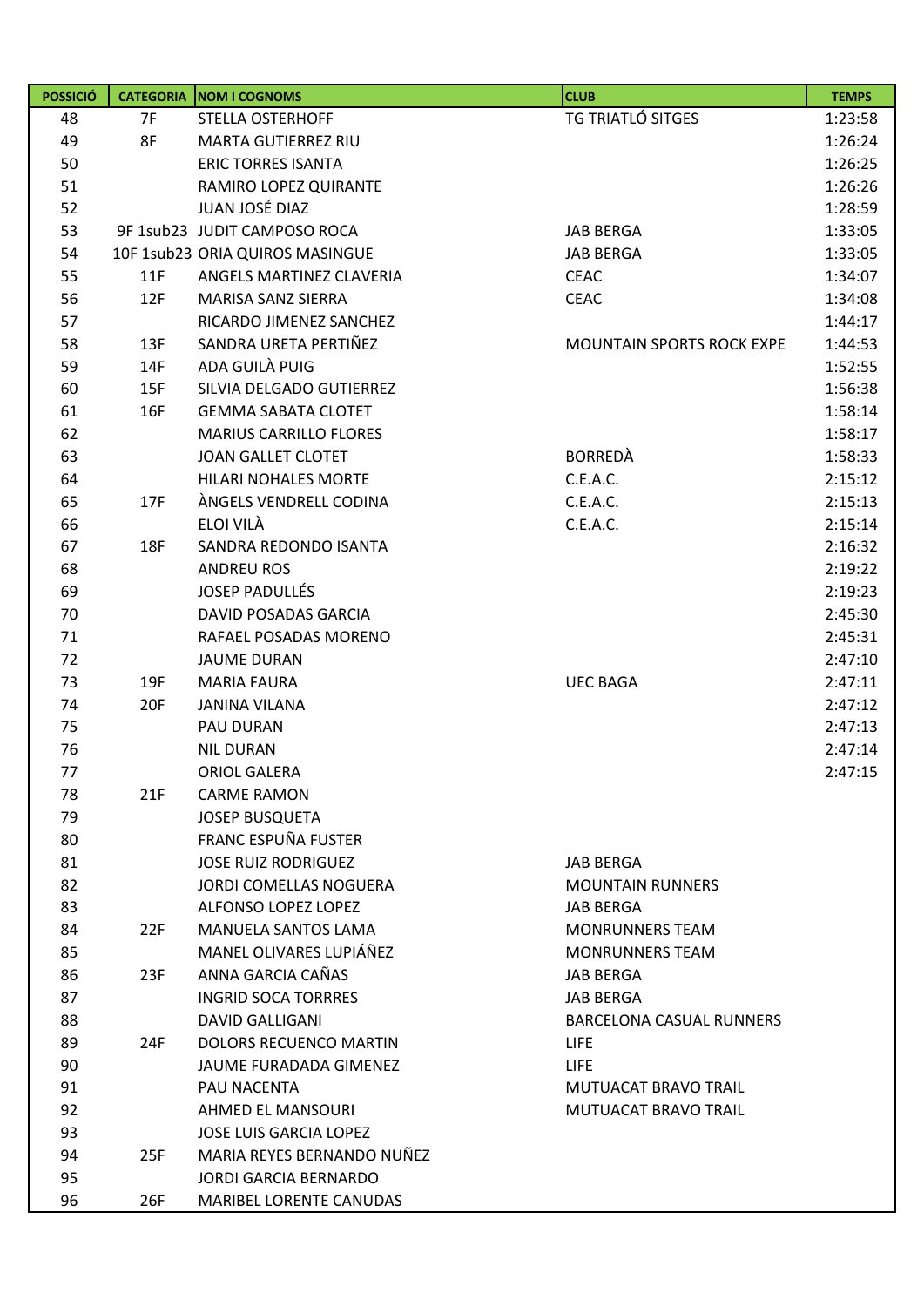| POSSICIÓ | CATEGORIA | NOM I COGNOMS | CLUB | TEMPS |
|---|---|---|---|---|
| 48 | 7F | STELLA OSTERHOFF | TG TRIATLÓ SITGES | 1:23:58 |
| 49 | 8F | MARTA GUTIERREZ RIU | | 1:26:24 |
| 50 | | ERIC TORRES ISANTA | | 1:26:25 |
| 51 | | RAMIRO LOPEZ QUIRANTE | | 1:26:26 |
| 52 | | JUAN JOSÉ DIAZ | | 1:28:59 |
| 53 | 9F 1sub23 | JUDIT CAMPOSO ROCA | JAB BERGA | 1:33:05 |
| 54 | 10F 1sub23 | ORIA QUIROS MASINGUE | JAB BERGA | 1:33:05 |
| 55 | 11F | ANGELS MARTINEZ CLAVERIA | CEAC | 1:34:07 |
| 56 | 12F | MARISA SANZ SIERRA | CEAC | 1:34:08 |
| 57 | | RICARDO JIMENEZ SANCHEZ | | 1:44:17 |
| 58 | 13F | SANDRA URETA PERTIÑEZ | MOUNTAIN SPORTS ROCK EXPE | 1:44:53 |
| 59 | 14F | ADA GUILÀ PUIG | | 1:52:55 |
| 60 | 15F | SILVIA DELGADO GUTIERREZ | | 1:56:38 |
| 61 | 16F | GEMMA SABATA CLOTET | | 1:58:14 |
| 62 | | MARIUS CARRILLO FLORES | | 1:58:17 |
| 63 | | JOAN GALLET CLOTET | BORREDÀ | 1:58:33 |
| 64 | | HILARI NOHALES MORTE | C.E.A.C. | 2:15:12 |
| 65 | 17F | ÀNGELS VENDRELL CODINA | C.E.A.C. | 2:15:13 |
| 66 | | ELOI VILÀ | C.E.A.C. | 2:15:14 |
| 67 | 18F | SANDRA REDONDO ISANTA | | 2:16:32 |
| 68 | | ANDREU ROS | | 2:19:22 |
| 69 | | JOSEP PADULLÉS | | 2:19:23 |
| 70 | | DAVID POSADAS GARCIA | | 2:45:30 |
| 71 | | RAFAEL POSADAS MORENO | | 2:45:31 |
| 72 | | JAUME DURAN | | 2:47:10 |
| 73 | 19F | MARIA FAURA | UEC BAGA | 2:47:11 |
| 74 | 20F | JANINA VILANA | | 2:47:12 |
| 75 | | PAU DURAN | | 2:47:13 |
| 76 | | NIL DURAN | | 2:47:14 |
| 77 | | ORIOL GALERA | | 2:47:15 |
| 78 | 21F | CARME RAMON | | |
| 79 | | JOSEP BUSQUETA | | |
| 80 | | FRANC ESPUÑA FUSTER | | |
| 81 | | JOSE RUIZ RODRIGUEZ | JAB BERGA | |
| 82 | | JORDI COMELLAS NOGUERA | MOUNTAIN RUNNERS | |
| 83 | | ALFONSO LOPEZ LOPEZ | JAB BERGA | |
| 84 | 22F | MANUELA SANTOS LAMA | MONRUNNERS TEAM | |
| 85 | | MANEL OLIVARES LUPIÁÑEZ | MONRUNNERS TEAM | |
| 86 | 23F | ANNA GARCIA CAÑAS | JAB BERGA | |
| 87 | | INGRID SOCA TORRRES | JAB BERGA | |
| 88 | | DAVID GALLIGANI | BARCELONA CASUAL RUNNERS | |
| 89 | 24F | DOLORS RECUENCO MARTIN | LIFE | |
| 90 | | JAUME FURADADA GIMENEZ | LIFE | |
| 91 | | PAU NACENTA | MUTUACAT BRAVO TRAIL | |
| 92 | | AHMED EL MANSOURI | MUTUACAT BRAVO TRAIL | |
| 93 | | JOSE LUIS GARCIA LOPEZ | | |
| 94 | 25F | MARIA REYES BERNANDO NUÑEZ | | |
| 95 | | JORDI GARCIA BERNARDO | | |
| 96 | 26F | MARIBEL LORENTE CANUDAS | | |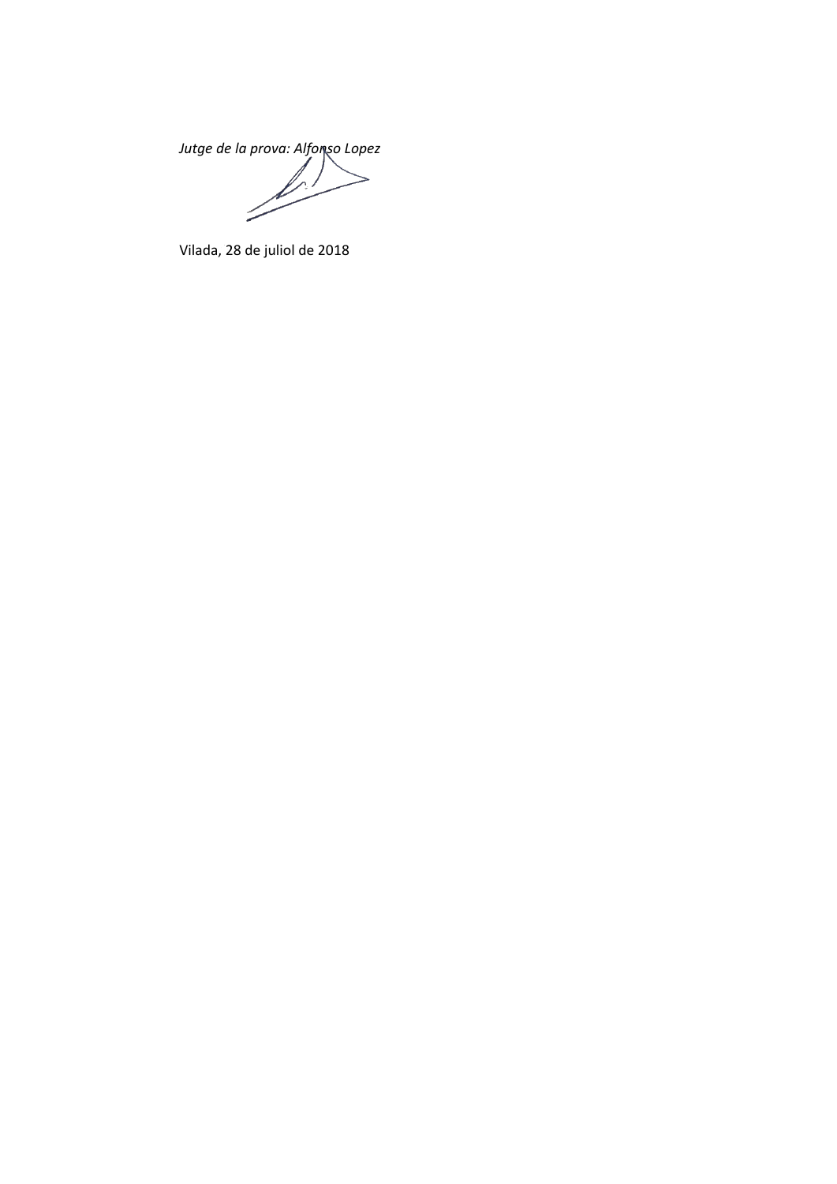*Jutge de la prova: Alfonso Lopez*

Vilada, 28 de juliol de 2018